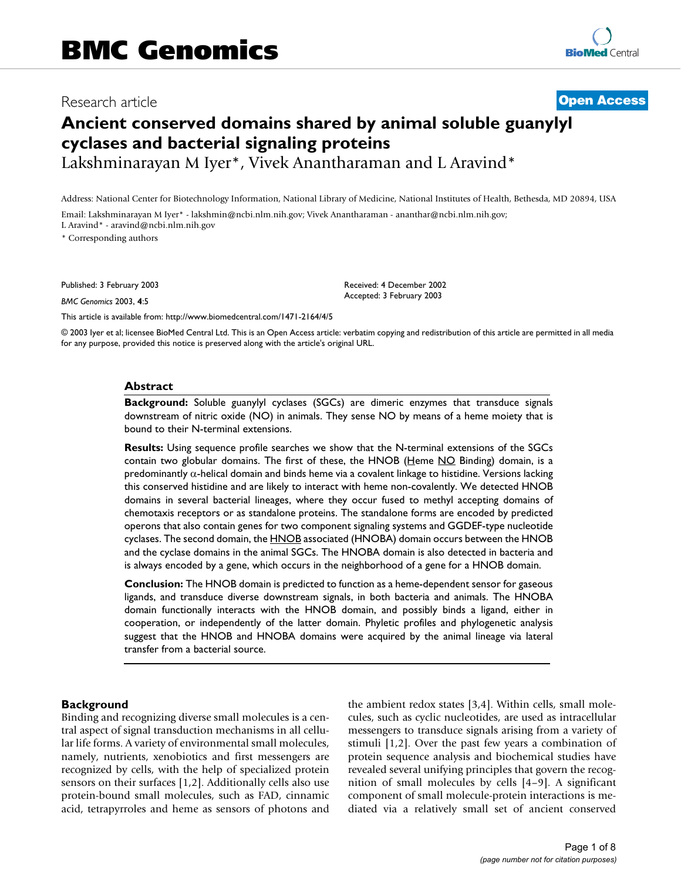# BMC Genomics

Research article

**Open Access**

# Ancient conserved domains shared by animal soluble guanylyl cyclases and bacterial signaling proteins

Lakshminarayan M Iyer*, Vivek Anantharaman and L Aravind*

Address: National Center for Biotechnology Information, National Library of Medicine, National Institutes of Health, Bethesda, MD 20894, USA

Email: Lakshminarayan M Iyer* - lakshmin@ncbi.nlm.nih.gov; Vivek Anantharaman - ananthar@ncbi.nlm.nih.gov; L Aravind* - aravind@ncbi.nlm.nih.gov

* Corresponding authors

Published: 3 February 2003

*BMC Genomics* 2003, **4**:5

Received: 4 December 2002
Accepted: 3 February 2003

This article is available from: http://www.biomedcentral.com/1471-2164/4/5

© 2003 Iyer et al; licensee BioMed Central Ltd. This is an Open Access article: verbatim copying and redistribution of this article are permitted in all media for any purpose, provided this notice is preserved along with the article's original URL.

## Abstract

**Background:** Soluble guanylyl cyclases (SGCs) are dimeric enzymes that transduce signals downstream of nitric oxide (NO) in animals. They sense NO by means of a heme moiety that is bound to their N-terminal extensions.

**Results:** Using sequence profile searches we show that the N-terminal extensions of the SGCs contain two globular domains. The first of these, the HNOB (Heme NO Binding) domain, is a predominantly α-helical domain and binds heme via a covalent linkage to histidine. Versions lacking this conserved histidine and are likely to interact with heme non-covalently. We detected HNOB domains in several bacterial lineages, where they occur fused to methyl accepting domains of chemotaxis receptors or as standalone proteins. The standalone forms are encoded by predicted operons that also contain genes for two component signaling systems and GGDEF-type nucleotide cyclases. The second domain, the HNOB associated (HNOBA) domain occurs between the HNOB and the cyclase domains in the animal SGCs. The HNOBA domain is also detected in bacteria and is always encoded by a gene, which occurs in the neighborhood of a gene for a HNOB domain.

**Conclusion:** The HNOB domain is predicted to function as a heme-dependent sensor for gaseous ligands, and transduce diverse downstream signals, in both bacteria and animals. The HNOBA domain functionally interacts with the HNOB domain, and possibly binds a ligand, either in cooperation, or independently of the latter domain. Phyletic profiles and phylogenetic analysis suggest that the HNOB and HNOBA domains were acquired by the animal lineage via lateral transfer from a bacterial source.

## Background

Binding and recognizing diverse small molecules is a central aspect of signal transduction mechanisms in all cellular life forms. A variety of environmental small molecules, namely, nutrients, xenobiotics and first messengers are recognized by cells, with the help of specialized protein sensors on their surfaces [1,2]. Additionally cells also use protein-bound small molecules, such as FAD, cinnamic acid, tetrapyrroles and heme as sensors of photons and the ambient redox states [3,4]. Within cells, small molecules, such as cyclic nucleotides, are used as intracellular messengers to transduce signals arising from a variety of stimuli [1,2]. Over the past few years a combination of protein sequence analysis and biochemical studies have revealed several unifying principles that govern the recognition of small molecules by cells [4–9]. A significant component of small molecule-protein interactions is mediated via a relatively small set of ancient conserved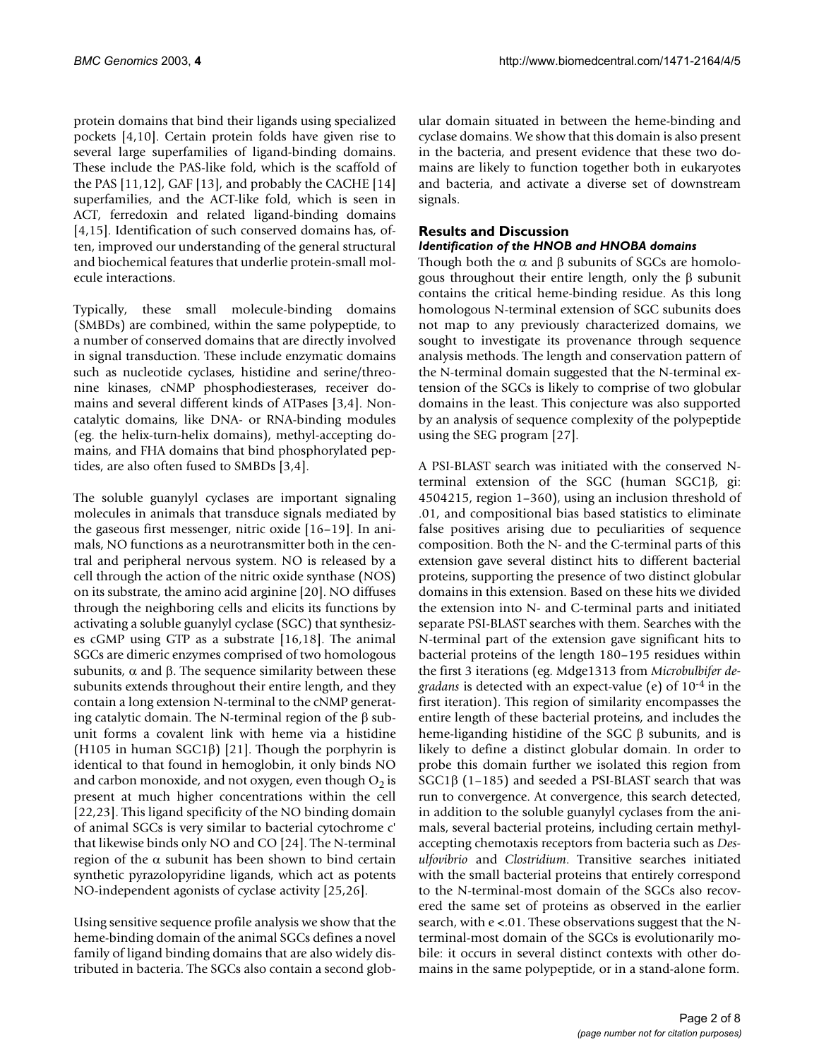protein domains that bind their ligands using specialized pockets [4,10]. Certain protein folds have given rise to several large superfamilies of ligand-binding domains. These include the PAS-like fold, which is the scaffold of the PAS [11,12], GAF [13], and probably the CACHE [14] superfamilies, and the ACT-like fold, which is seen in ACT, ferredoxin and related ligand-binding domains [4,15]. Identification of such conserved domains has, often, improved our understanding of the general structural and biochemical features that underlie protein-small molecule interactions.

Typically, these small molecule-binding domains (SMBDs) are combined, within the same polypeptide, to a number of conserved domains that are directly involved in signal transduction. These include enzymatic domains such as nucleotide cyclases, histidine and serine/threonine kinases, cNMP phosphodiesterases, receiver domains and several different kinds of ATPases [3,4]. Non-catalytic domains, like DNA- or RNA-binding modules (eg. the helix-turn-helix domains), methyl-accepting domains, and FHA domains that bind phosphorylated peptides, are also often fused to SMBDs [3,4].

The soluble guanylyl cyclases are important signaling molecules in animals that transduce signals mediated by the gaseous first messenger, nitric oxide [16–19]. In animals, NO functions as a neurotransmitter both in the central and peripheral nervous system. NO is released by a cell through the action of the nitric oxide synthase (NOS) on its substrate, the amino acid arginine [20]. NO diffuses through the neighboring cells and elicits its functions by activating a soluble guanylyl cyclase (SGC) that synthesizes cGMP using GTP as a substrate [16,18]. The animal SGCs are dimeric enzymes comprised of two homologous subunits, α and β. The sequence similarity between these subunits extends throughout their entire length, and they contain a long extension N-terminal to the cNMP generating catalytic domain. The N-terminal region of the β subunit forms a covalent link with heme via a histidine (H105 in human SGC1β) [21]. Though the porphyrin is identical to that found in hemoglobin, it only binds NO and carbon monoxide, and not oxygen, even though $O_2$ is present at much higher concentrations within the cell [22,23]. This ligand specificity of the NO binding domain of animal SGCs is very similar to bacterial cytochrome c' that likewise binds only NO and CO [24]. The N-terminal region of the α subunit has been shown to bind certain synthetic pyrazolopyridine ligands, which act as potents NO-independent agonists of cyclase activity [25,26].

Using sensitive sequence profile analysis we show that the heme-binding domain of the animal SGCs defines a novel family of ligand binding domains that are also widely distributed in bacteria. The SGCs also contain a second globular domain situated in between the heme-binding and cyclase domains. We show that this domain is also present in the bacteria, and present evidence that these two domains are likely to function together both in eukaryotes and bacteria, and activate a diverse set of downstream signals.

## Results and Discussion

### *Identification of the HNOB and HNOBA domains*

Though both the α and β subunits of SGCs are homologous throughout their entire length, only the β subunit contains the critical heme-binding residue. As this long homologous N-terminal extension of SGC subunits does not map to any previously characterized domains, we sought to investigate its provenance through sequence analysis methods. The length and conservation pattern of the N-terminal domain suggested that the N-terminal extension of the SGCs is likely to comprise of two globular domains in the least. This conjecture was also supported by an analysis of sequence complexity of the polypeptide using the SEG program [27].

A PSI-BLAST search was initiated with the conserved N-terminal extension of the SGC (human SGC1β, gi: 4504215, region 1–360), using an inclusion threshold of .01, and compositional bias based statistics to eliminate false positives arising due to peculiarities of sequence composition. Both the N- and the C-terminal parts of this extension gave several distinct hits to different bacterial proteins, supporting the presence of two distinct globular domains in this extension. Based on these hits we divided the extension into N- and C-terminal parts and initiated separate PSI-BLAST searches with them. Searches with the N-terminal part of the extension gave significant hits to bacterial proteins of the length 180–195 residues within the first 3 iterations (eg. Mdge1313 from *Microbulbifer degradans* is detected with an expect-value (e) of $10^{-4}$ in the first iteration). This region of similarity encompasses the entire length of these bacterial proteins, and includes the heme-liganding histidine of the SGC β subunits, and is likely to define a distinct globular domain. In order to probe this domain further we isolated this region from SGC1β (1–185) and seeded a PSI-BLAST search that was run to convergence. At convergence, this search detected, in addition to the soluble guanylyl cyclases from the animals, several bacterial proteins, including certain methyl-accepting chemotaxis receptors from bacteria such as *Desulfovibrio* and *Clostridium*. Transitive searches initiated with the small bacterial proteins that entirely correspond to the N-terminal-most domain of the SGCs also recovered the same set of proteins as observed in the earlier search, with $e < .01$. These observations suggest that the N-terminal-most domain of the SGCs is evolutionarily mobile: it occurs in several distinct contexts with other domains in the same polypeptide, or in a stand-alone form.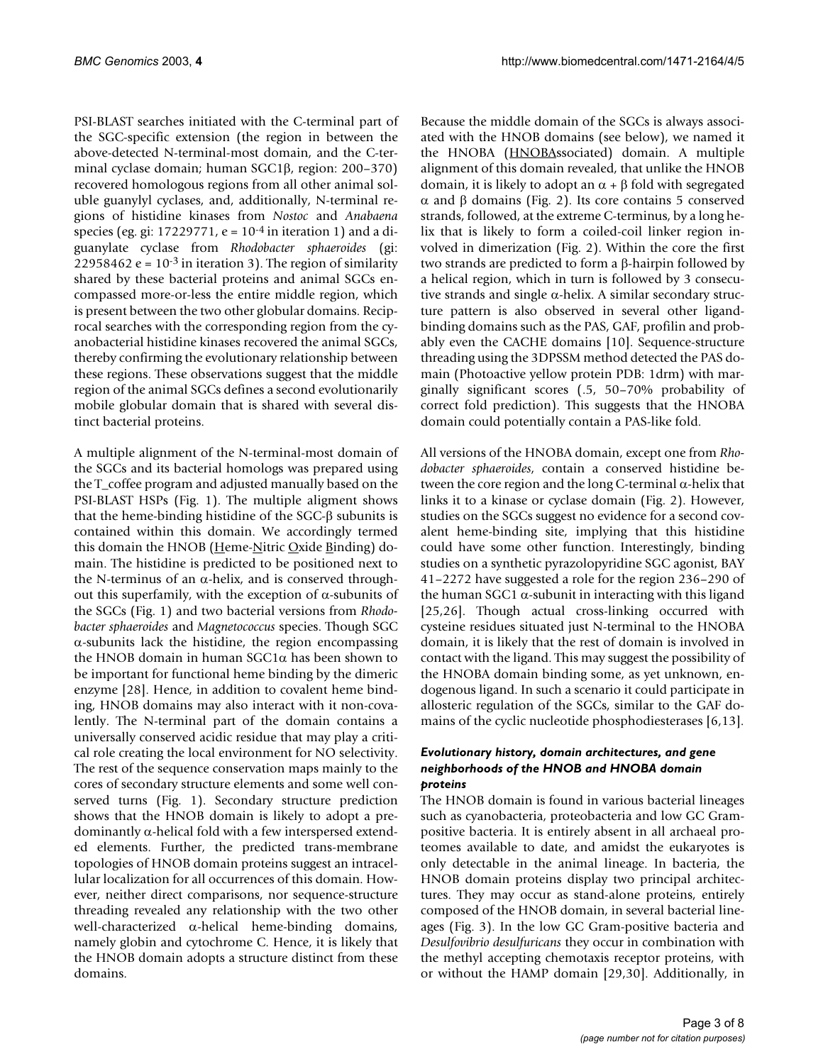PSI-BLAST searches initiated with the C-terminal part of the SGC-specific extension (the region in between the above-detected N-terminal-most domain, and the C-terminal cyclase domain; human SGC1β, region: 200–370) recovered homologous regions from all other animal soluble guanylyl cyclases, and, additionally, N-terminal regions of histidine kinases from *Nostoc* and *Anabaena* species (eg. gi: 17229771, e = $10^{-4}$ in iteration 1) and a diguanylate cyclase from *Rhodobacter sphaeroides* (gi: 22958462 e = $10^{-3}$ in iteration 3). The region of similarity shared by these bacterial proteins and animal SGCs encompassed more-or-less the entire middle region, which is present between the two other globular domains. Reciprocal searches with the corresponding region from the cyanobacterial histidine kinases recovered the animal SGCs, thereby confirming the evolutionary relationship between these regions. These observations suggest that the middle region of the animal SGCs defines a second evolutionarily mobile globular domain that is shared with several distinct bacterial proteins.

A multiple alignment of the N-terminal-most domain of the SGCs and its bacterial homologs was prepared using the T_coffee program and adjusted manually based on the PSI-BLAST HSPs (Fig. 1). The multiple aligment shows that the heme-binding histidine of the SGC-β subunits is contained within this domain. We accordingly termed this domain the HNOB (Heme-Nitric Oxide Binding) domain. The histidine is predicted to be positioned next to the N-terminus of an α-helix, and is conserved throughout this superfamily, with the exception of α-subunits of the SGCs (Fig. 1) and two bacterial versions from *Rhodobacter sphaeroides* and *Magnetococcus* species. Though SGC α-subunits lack the histidine, the region encompassing the HNOB domain in human SGC1α has been shown to be important for functional heme binding by the dimeric enzyme [28]. Hence, in addition to covalent heme binding, HNOB domains may also interact with it non-covalently. The N-terminal part of the domain contains a universally conserved acidic residue that may play a critical role creating the local environment for NO selectivity. The rest of the sequence conservation maps mainly to the cores of secondary structure elements and some well conserved turns (Fig. 1). Secondary structure prediction shows that the HNOB domain is likely to adopt a predominantly α-helical fold with a few interspersed extended elements. Further, the predicted trans-membrane topologies of HNOB domain proteins suggest an intracellular localization for all occurrences of this domain. However, neither direct comparisons, nor sequence-structure threading revealed any relationship with the two other well-characterized α-helical heme-binding domains, namely globin and cytochrome C. Hence, it is likely that the HNOB domain adopts a structure distinct from these domains.

Because the middle domain of the SGCs is always associated with the HNOB domains (see below), we named it the HNOBA (HNOBAssociated) domain. A multiple alignment of this domain revealed, that unlike the HNOB domain, it is likely to adopt an α + β fold with segregated α and β domains (Fig. 2). Its core contains 5 conserved strands, followed, at the extreme C-terminus, by a long helix that is likely to form a coiled-coil linker region involved in dimerization (Fig. 2). Within the core the first two strands are predicted to form a β-hairpin followed by a helical region, which in turn is followed by 3 consecutive strands and single α-helix. A similar secondary structure pattern is also observed in several other ligand-binding domains such as the PAS, GAF, profilin and probably even the CACHE domains [10]. Sequence-structure threading using the 3DPSSM method detected the PAS domain (Photoactive yellow protein PDB: 1drm) with marginally significant scores (.5, 50–70% probability of correct fold prediction). This suggests that the HNOBA domain could potentially contain a PAS-like fold.

All versions of the HNOBA domain, except one from *Rhodobacter sphaeroides*, contain a conserved histidine between the core region and the long C-terminal α-helix that links it to a kinase or cyclase domain (Fig. 2). However, studies on the SGCs suggest no evidence for a second covalent heme-binding site, implying that this histidine could have some other function. Interestingly, binding studies on a synthetic pyrazolopyridine SGC agonist, BAY 41–2272 have suggested a role for the region 236–290 of the human SGC1 α-subunit in interacting with this ligand [25,26]. Though actual cross-linking occurred with cysteine residues situated just N-terminal to the HNOBA domain, it is likely that the rest of domain is involved in contact with the ligand. This may suggest the possibility of the HNOBA domain binding some, as yet unknown, endogenous ligand. In such a scenario it could participate in allosteric regulation of the SGCs, similar to the GAF domains of the cyclic nucleotide phosphodiesterases [6,13].

### *Evolutionary history, domain architectures, and gene neighborhoods of the HNOB and HNOBA domain proteins*

The HNOB domain is found in various bacterial lineages such as cyanobacteria, proteobacteria and low GC Gram-positive bacteria. It is entirely absent in all archaeal proteomes available to date, and amidst the eukaryotes is only detectable in the animal lineage. In bacteria, the HNOB domain proteins display two principal architectures. They may occur as stand-alone proteins, entirely composed of the HNOB domain, in several bacterial lineages (Fig. 3). In the low GC Gram-positive bacteria and *Desulfovibrio desulfuricans* they occur in combination with the methyl accepting chemotaxis receptor proteins, with or without the HAMP domain [29,30]. Additionally, in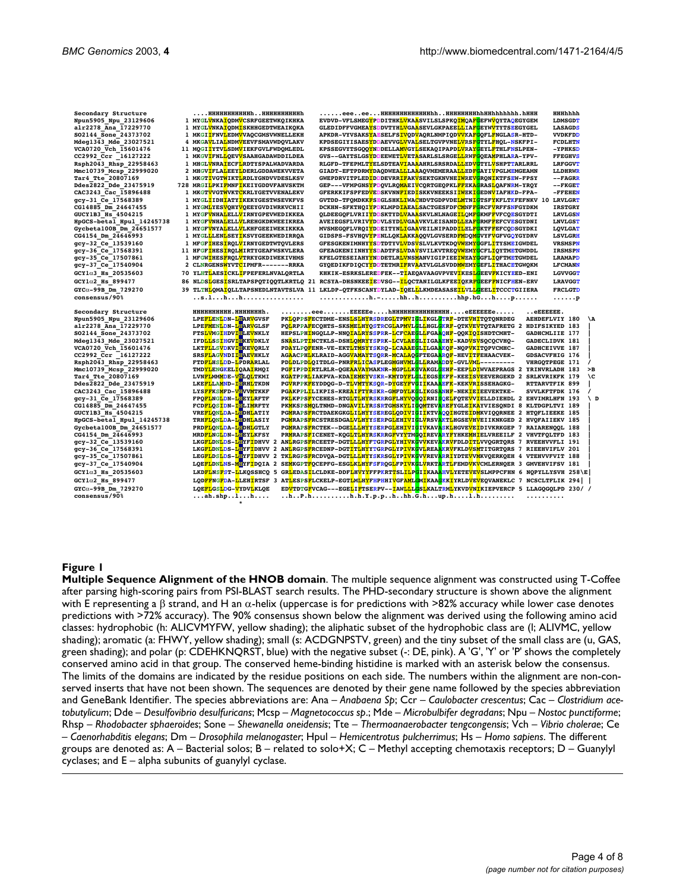```
Secondary Structure           ....HHHHHHHHHHHh..HHHHHHHHHHh      ......eee..ee...HHHHHHHHHHHHHHHh..HHHHHHHHHhHHhhhhhhh.hHHH    HHHhhhh
Npun5905_Npu_23129606       1 MYGLVNKAIQDMVCSRFGEETWKQIKHKA      EVDVD-VFLSMEGYPDDITHKLVKAASVILSLSPKQIMQAFGEFWVQYTAQEGYGEM    LDMSGDT
alr2278_Ana_17229770        1 MYGLVNKAIQDMISKHHGEDTWEAIKQKA      GLEDIDFFVGMEAYSDDVTYHLVGAASEVLGKPAEELLIAFGEYWVTYTSEEGYGEL    LASAGDS
SO2144_Sone_24373702        1 MKGIIFNVLEDMVVAQCGMSVWNELLEKH      APKDR-VYVSAKSYADSELFSIVQDVAQRLNMPIQDVVKAFGQFLFNGLASR-HTD-    VVDKFDD
Mdeg1343_Mde_23027521       4 MKGAVLIALNDMVEEVFSMAVWDQVLAKV      KPDSEGIYISAESYDDAEVVGLVVALSELTGVPVNELVRSFGTYLFHQL-NSKFPI-    FCDLHTN
VCA0720_Vch_15601476       11 MQGIIYTVLSDMVIEKFGVLFWDQMLEDL      KPSSEGVYTSGQQYNDDELLAMVGYLSEKAQIPAPDLVRAYGEYLFTHLFNSLPEN-    -YPHKSD
CC2992_Ccr_16127222         1 MKGVIFNLLQEVVSAAHGADAWDDILDEA      GVS--GAYTSLGSYDDEEWETLVETASARLSLSRGELLRWFGQEAMPHLARA-YPV-    FFEGHVS
Rsph2043_Rhsp_22958463      1 MHGLVNRAIECFLRDTYSPALWADVARDA      RLGFD-TFEPMLTYELSDTEAVIAAAAHRLSRSRDALLEDVGTYLVSHPTTARLRRL    LRFGGVT
Mmc10739_Mcsp_22999020      2 MHGVIFLALEEYLDERLGDDAWEKVVETA      GIADT-EFTPDRMYDAQDWEALLLAAAQVMEMERAALLEDFGAYIVPGLMEMGEAMN    LLDHRWR
Tar4_Tte_20807169           1 MKGTIVGTWIKTLRDLYGNDVVDESLKSV      GWEPDRVITPLEDIDDDEVRRIFAKVSEKTGKNVNEIWREVGRQNIKTFSEW-FPSY    --FAGRR
Ddes2822_Dde_23475919     728 MRGILPKIFMNFIKEIYGDDVFAHVSKTM      GEP---VFMPGNSYPDQVLRQMAEIVCQRTGEQPKLFFEKAGRASLQAFNRM-YRQY    --FKGET
CAC3243_Cac_15896488        1 MKGTVVGTWVKTCKRLYGETVVENALEKV      GFERKKIFSPFEDVEDSKVNNFIEDISKKVNEEKSIIWEKIGEDNVIAFHKD-FPA-    -FFEHEN
gcy-31_Ce_17568389          1 MYGLIIDHIATYIKEKYGESTWSEVKFVS      GVTDD-TFQMDKKFSEGLSHKLIWACHDVTGDPVDELMTNIGTSFYKFLTKFEFNKV 10 LRVLGRT
CG14885_Dm_24647455         1 MYGMLYESVQHYVQEEYGVDIWRKVCHII      DCKHN-SFKTHQIYPDKLMPDIAEALSACTGESFDFCMNFFGRCFVRFFSNFGYDKM    IRSTGRY
GUCY1B3_Hs_4504215          1 MYGFVNHALELLVIRNYGPEVWEDIKKEA      QLDEEGQFLVRIIYDDSKTYDLVAAASKVLNLNAGEILQMFGKMFFVFCQESGYDTI    LRVLGSN
HpGCS-beta1_Hpul_14245738   1 MYGFVNHALELLVLREHGKDKWEEIKREA      AVEIEGSFLVRIVYDDVLSYDLVGAAVKVLEISANDLLEAFGRMFFEFCVESGYDNI    LNVLGST
Gycbeta100B_Dm_24651577     1 MYGFVNYALELLVLKHFGEEIWEKIKKKA      MVSMEGQFLVRQIYDDEITYNLIGAAVEILNIPADDILELFGKTFFEFCQDSGYDKI    LQVLGAT
CG4154_Dm_24646993          1 MYGLLLENLSEYIKSVYGEEKWEDIRRQA      GIDSPS-FSVHQVYPENLLQKLAKKAQQVLGVSERDFMDQMGVYFVGFVGQYGYDRV    LSVLGRH
gcy-32_Ce_13539160          1 MFGFIHESIRQLVIRNYGEDTWTQVLERS      GFESGKENIMNHYYSDTDTYVLVDSVSLVLKVTKDQVWEMYGGFLITYSMEIGWDEL    VRSMSPN
gcy-36_Ce_17568391         11 HFGFIHESIRQLMIRTYGEAFWSKVLERA      GFEAGKENIINHYYSDADTFSLVDAVSVILKVTREQVWEMYGCFLIQYTMETGWDDL    IRSMSPN
gcy-35_Ce_17507861          1 MFGWIHESFRQLVTRKYGKDIWEKIVHMS      KFELGTESEIAHYYNDDETLRLVNSMANVIGIPIEEIWEAYGGFLIQFTMETGWDEL    LRAMAPD
gcy-37_Ce_17540904          2 CLNRGENSWYVTCIPMFR-------RRKA      GYQEDIKFDIQCYYDDTETMRIFRVAATVLGLSVDDMWEMYGEFLITHACETGWQKM    LFCMANN
GCY1α3_Hs_20535603         70 YLHTLAESICKLIFPEFERLNVALQRTLA      KHKIK-ESRKSLEREDFEK--TIAEQAVAAGVPVEVIKESLGEEVFKICYEED-ENI    LGVVGGT
GCY1α2_Hs_899477           86 NLDSLGESISRLTAPSPQTIQQTLKRTLQ 21 RCSYA-DHSNKEEIEDVSG--ILQCTANILGLKFEEIQKRFGEEFFNICFHEN-ERV    LRAVGGT
GYCα-99B_Dm_729270         39 TLTHLQMAIQLLTAPSNEDLNTAVTSLVA 11 LKLDP-QTFKSCANYDYLAD-IQELLLKMDEASASEILVLLGEELITCCCTGIIERA    FRCLGTD
consensus/90%                 ..s.l...h...h................   .............h.-.....hh.h..........hhp.hG..h....p......    ......p

Secondary Structure           HHHHHHHHHH.HHHHHHHh.       ........eee.......EEEEEe....hHHHHHHHHHHHHHHH....eEEEEEEe.....      ..eEEEEEE.
Npun5905_Npu_23129606         LPEFLENLDN-LHARVGVSF       PKLQPPSFECTDME-ENSLSLHYRSDREGLTPMVIGLIKGLGTRF-DTEVHITQTQNRDEG      AEHDEFLVIY 180  \A
alr2278_Ana_17229770          LPEFMENLDN-LHARVGLSF       PQLRPPAFECQHTS-SKSMELHYQSTRCGLAPMVLGLLHGLGKRF-QTKVEVTQTAFRETG 2 HDIFSIKYED 183  |
SO2144_Sone_24373702          FTSLVMGIHDVIHLEVNKLY       HEPSLPHINGQLLP-NNQIALRYSSPRR-LCFCAEGLLFGAAQHF-QQKIQISHDTCMHT-      GADHCMLIIE 177  |
Mdeg1343_Mde_23027521         IFDLLSSIHGVIHKEVDKLY       SNASLPTINCTKLS-DSHLQMRYYSPRK-LCVLAEGLIIGAAEHY-KADVSVSQCQCVHQ-      GADECLIDVK 181  |
VCA0720_Vch_15601476          LKTFLLSVDKVIHKEVQRLY       PDAYLPQFENR-VE-EKTLTMSYYSKRQ-LCAAAEGLILGAAKQF-NQPVKITQPVCMHC-      GADHCEIVVE 187  |
CC2992_Ccr_16127222           SRSFLAGVNDIIHAEVHKLY       AGAACPHLKLRAID-AGGVAMAYTSQRR-MCALAQGFTEGAARQF-HEVITFEHAACVEK-      GDSACVFHIG 176  |
Rsph2043_Rhsp_22958463        FTDFLHSLDD-LPDRARLAL       PDLDLPDLQITDLG-PNRFRLICASPLEGMGHVMLGLLRAMADDY-GVLVML---------      VHRGQTPEGE 171  /
Mmc10739_Mcsp_22999020        TMDYLENGKELIQAAIRMQI       PGFIPPDIRTLRLR-QGEAAVAYMAKNR-MGPLLKGVAKGLAEHF-EEPLDIWVAEPRAGS 2 YRINVRLADH 183  >B
Tar4_Tte_20807169             LVNFLMMMDE-VHLQLTKMI       KGATPPRLIAKPVA-KDAIEMEYVSKR-KMYDYFLGLIEGSAKFF-KEEISVEEVERGEKD 2 SRLKVRIKFK 179  \C
Ddes2822_Dde_23475919         LKEFLLAMND-IHRHLTKDN       PGVRPPKFEYDDQG-D-TLVMTYKSQR-DYGEYFVGIIKAAEFK-KEKVRISSEHAGKG-      RTTARVTFIK 899  |
CAC3243_Cac_15896488          LYSFFKSMFD-VHVVMTKKF       PGAKPPLILIKPIS-KREAIFTYRSKR-GMFDYLKGLIKGSANHF-NEKIEIEEVEKTKE-      SVVLKFTFDK 176  /
gcy-31_Ce_17568389            FPQFLNGLDN-IHEYLRFTF       PKLKPPSFYCEHES-RTGLTLHYRSKRRGFLHYVQGQIRNIGQELFQTEVTVELLDIEHDL 2 EHVIMRLHFN 193  \ D
CG14885_Dm_24647455           FCDFLQSIDN-IHLIMRFTY       PKMKSPSMQLTNMD-DNGAVILYRSSRTGMSKYLIGQMTEVAREFYGLEIKAYVIESQNDI 8 KLTDGPLTVI 189  |
GUCY1B3_Hs_4504215            VREFLQNLDA-LHDHLATIY       PGMRAPSFRCTDAEKGKGLILHYYSEREGLQDIVIGIIKTVAQQIHGTEIDMKVIQQRNEE 2 HTQFLIEEKE 185  |
HpGCS-beta1_Hpul_14245738     TRHFLQNLDA-LHDHLASIY       PGMRAPSFRCSTRESDGALVLHYYSERPGLEHIVIGLVRSVAKTLHGSEVHVEIIKNKGED 2 HVQFAIIEKV 185  |
Gycbeta100B_Dm_24651577       PRDFLQNLDA-LHDHLGTLY       PGMRAPSFRCTEK--DGELLLHYYSERPGLEHIVIGIVKAVASKLHGVEVEIDIVKRKGEP 7 RAIARENQQL 188  |
CG4154_Dm_24646993            MRDFLNGLDN-LHEYLKFSY       PRMRAPSFICENET-KQGLTLHYRSKRRGFVYYTMGQIREVARYFYHKEMHIELVREEILF 2 VHVTFQLTFD 183  |
gcy-32_Ce_13539160            LKGFLDNLDS-LHYFIDHVV 2 ANLRGPSFRCEETP-DGTLLLHYFTGRPGLYHIVKGVVKEVAKRVFDLDITLVVQGRTQRS 7 RVEEHVVFLI 191  |
gcy-36_Ce_17568391            LKGFLDNLDS-LHYFIDHVV 2 ANLRGPSFRCEDNP-DGTITLHYYTGRPGLYPIVKGVLREAAKRVFKLDVSMTITGRTQRS 7 RIEEHVIFLV 201  |
gcy-35_Ce_17507861            LEGFLDSLDS-LHYFIDHVV 2 TKLRGPSFRCDVQA-DGTLLLHYYSKRSGLYPIVKGVVREVARRIYDTEVVMKVQERKQEH 4 VTEHVVFVIT 188  |
gcy-37_Ce_17540904            LQEFLDNLNS-MHYFIDQIA 2 SEMKGPTFQCEPFG-ESGLKLHYFSFRQGLFPIVKGLVRKTARTLFEMDVKVCMLERNQER 3 GMVEHVIFSV 181  |
GCY1α3_Hs_20535603            LKDFLNSFST-LLKQSSHCQ 5 GRLEDASILCLDKE-DDFLHVYYFFPKRTTSLILPGIIKAAAHVLYETEVEVSLMPPCFHN 6 NQPYLLYSVH 258\E|
GCY1α2_Hs_899477              LQDFFNGFDA-LLEHIRTSF 3 ATLESPSFLCKELP-EGTLMLHYFHPHHIVGFAMLGMIKAAGKKIYRLDVEVEQVANEKLC 7 NCSCLTFLIK 294|  |
GYCα-99B_Dm_729270            LQEFLGSLDG-VYDVLKLQE       EDVTDTGFVCAG---EGELIFTSERPV--IAWLLLGSLKALTRMLYKVDVNIKIEPVERCP 5 LLAGQGQLPD 230/ /
consensus/90%                 ...ah.shp..l....h....       ..h..P.h..........h.h.Y.p.p..hh.G.h....up.h......l.h.........      ..........
                                         *
```

## Figure 1

**Multiple Sequence Alignment of the HNOB domain**. The multiple sequence alignment was constructed using T-Coffee after parsing high-scoring pairs from PSI-BLAST search results. The PHD-secondary structure is shown above the alignment with E representing a β strand, and H an α-helix (uppercase is for predictions with >82% accuracy while lower case denotes predictions with >72% accuracy). The 90% consensus shown below the alignment was derived using the following amino acid classes: hydrophobic (h: ALICVMYFW, yellow shading); the aliphatic subset of the hydrophobic class are (l; ALIVMC, yellow shading); aromatic (a: FHWY, yellow shading); small (s: ACDGNPSTV, green) and the tiny subset of the small class are (u, GAS, green shading); and polar (p: CDEHKNQRST, blue) with the negative subset (-: DE, pink). A 'G', 'Y' or 'P' shows the completely conserved amino acid in that group. The conserved heme-binding histidine is marked with an asterisk below the consensus. The limits of the domains are indicated by the residue positions on each side. The numbers within the alignment are non-conserved inserts that have not been shown. The sequences are denoted by their gene name followed by the species abbreviation and GeneBank Identifier. The species abbreviations are: Ana – *Anabaena Sp*; Ccr – *Caulobacter crescentus*; Cac – *Clostridium acetobutylicum*; Dde – *Desulfovibrio desulfuricans*; Mcsp – *Magnetococcus sp*.; Mde – *Microbulbifer degradans*; Npu – *Nostoc punctiforme*; Rhsp – *Rhodobacter sphaeroides*; Sone – *Shewanella oneidensis*; Tte – *Thermoanaerobacter tengcongensis*; Vch – *Vibrio cholerae*; Ce – *Caenorhabditis elegans*; Dm – *Drosophila melanogaster*; Hpul – *Hemicentrotus pulcherrimus*; Hs – *Homo sapiens*. The different groups are denoted as: A – Bacterial solos; B – related to solo+X; C – Methyl accepting chemotaxis receptors; D – Guanylyl cyclases; and E – alpha subunits of guanylyl cyclase.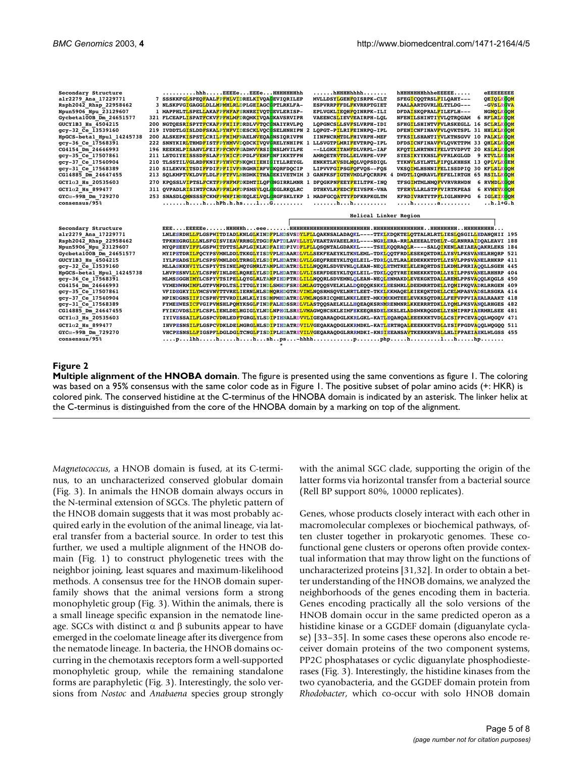```
Secondary Structure           .........hhh.....EEEEe...EEEe...HHHHHHHHh      ......hHHHHhhhh.......       hHHHHHHHHhhheEEEEE.....       eEEEEEEEE
alr2279_Ana_17229771          7 SSSKKFGLSPEQFAALFPFHLVIDRELKIVQAGEVIQRILEP    MVLLDSYLGEHFQISRPK-CLT       SFEGICQQTRSLFILQAHY---        QEIQLKGQM
Rsph2042_Rhsp_22958462        3 NLSKPVGIGAGGLDLLMPMHLRLDPLGEIAGCGPTLRKLFA-    ESPVRRPFFDLFKVRRPTGIET       PAALAARTGVRLHLTTLDG---        -GVSLRGVA
Npun5906_Npu_23129607         1 MAPPHLTLSPELLAKAFPFHFAFSRNREIVQTGEVLERISP-    EPLVGKLIEQHFQINRPK-ILI       DFDAISKQPRALFILEFLH---        NGMQLKGQM
Gycbeta100B_Dm_24651577     321 FLCEAPLISPATFCKVFPFHLMFDRQMKIVQAGKAVSRVIPR    VAEENCSLIEVVEAIRPH-LQL       NFENILSHINTIYVLQTRQGAM 6      RFLRLKGQM
GUCY1B3_Hs_4504215          200 NGTQESRISPYTFCKAFPFHIIFDRDLVVTQCGNAIYRVLPQ    LQPGNCSLLSVFSLVRPH-IDI       SFHGILSHINTVFVLRSKEGLL 16     SCLRLKGQM
gcy-32_Ce_13539160          219 IVDDTLGISLDDFSKALPYHFVIDESCKLVQCGSELHNHIPN 2  LQPGT-PILRIFEINRPQ-IPL       DFENICNFINAVFVLQVKTSPL 31     HHLKLKGQM
HpGCS-beta1_Hpul_14245738   200 ALSKEPKISPSTLCRILPFHIMFNAELNVEQAGNSIQRIVPN    IINPNCRMTDLFHIVRPH-MEF       TFKSILSHANTIYVLKTNSGVV 10     PALKLKGQM
gcy-36_Ce_17568391          222 SNNYKIRLTHMDFISTFPYHMVVDQDCKIVQVGRELYNHIPK 1  LLSVGTPLMRIFEVTRPQ-IPL       DFDSICNFINAVFVLQVKTTPM 33     QHLKLKGQM
CG4154_Dm_24646993          196 REEKHLPISAHVLFEIFPFCMVFGADMVVRSIGNSLMVILPE    --LLGKKITAWFDLVRPL-IAF       KFQTILNRTNNIFELVTVDPVT 20     KSLRLKGQM
gcy-35_Ce_17507861          211 LSTGIYEISSSDFSLAFPYHICFDPDLPVEHFGNFIKKTFPN    AMRQETRVTDLLELVHPE-VPF       SYESIKYYKNSLFVFRLKGLGD 9      KTVLLKGSM
gcy-37_Ce_17540904          210 TLSSTILVGLRDFKNIFPYHVCFNKQMIIEHIGIYLLREYGL    ENKKTLKVSDLMQLVQPSDIQL       TYKNVLSYLNTLFIFQLKHHSK 13     QPLVLKGEM
gcy-31_Ce_17568389          210 SILEKVKITSDIFFDIFPFIIVFNRGMRIRFVGKQRFDQCIP    LIPVVFGIPSGFQFVQS--FQS       VKSQIMLHSNNIFELISSDPIQ 30     KFLSLKGQM
CG14885_Dm_24647455         213 SQLKMPTVKLDVFLDLFPFTFVLNHDMKITHAGEKIVETWIM 3  GANPKSFIGTHVMDLFQCRRPK 4     DWDTLIQMRAVLFEFELIRTGH 65     RSILLKGQM
GCY1α3_Hs_20535603          270 KPQSSLVIPTSLFCKTFPFHFMFDKDMTILQFGNGIRRLMNR 1  DFQGKPNFEEYFEILTPK-INQ       TFSGIMTMLNMQFVVRVRRWDN 6      RVMDLKGQM
GCY1α2_Hs_899477            311 QVPADLRISINTFCRAFPFHLMFDPSMSVLQLGEGLRKQLRC    DTHKVLKFEDCFEIVSPK-VNA       TFERVLLRLSTPFVIRTKPEAS 6      KVMEVKGQM
GYCα-99B_Dm_729270          253 SNASDLQMNSSSFCKMFPWHFIMNEQLELVQLGRGFSKLYKP 1  MADFGCQATTYFDFKRPKGLTM       KFRDIVRRTYTPFLIGLNNPPG 6      IGLEIKGQM
consensus/95%                   .......h.....h....hPh.h.hs.....l...G.........    .......h....h..........      ....h.......a.........        ..h.l+G.h

                                                                                             Helical Linker Region

Secondary Structure           EEE....EEEEEe......HHHHHh....eee.......HHHHHHHHHHHHHHHHHHHHHHHH.HHHHHHHHHHHHHHHH..HHHHHHHH..HHHHHHHHH...
alr2279_Ana_17229771          LNLESRDHLLFLGSPWITDIADLKNLGLKINDFPLHDSVSDYLFLLQAKNSALADAQKL----TTKLKDQKTELQTTALRLRTLIESLQSGILLEDANQHII 195
Rsph2042_Rhsp_22958462        TPKHEGRGLLLNLSFGISVIEAVRRHGLTDGDFAPTDLAVELLYLVEAKTAVAEELRRL----NGRLERA-RRLAEEEALTDELT-GLRNRRAIDQALEAVI 188
Npun5906_Npu_23129607         MYQPEEEVIFFLGSPWITDTTSLAPLGIKLKDFAIHDPIVDFLFLLQSQNTALGDAKKL----TSELKQQRAQLR----SALQIKENLAETAEAQAKRLSKS 184
Gycbeta100B_Dm_24651577       MYIPETDRILFQCYPSVMNLDDLTKKGLYISDVPLHDAARDLVLLSEKFEAEYKLTKNLEML-TDKLQQTFRDLESEKQKTDRLLYSVLPKSVANELRHQRP 521
GUCY1B3_Hs_4504215            IYLPEADSILFLCSPSVMNLDDLTRRGLYLSDIPLHDATRDLVLLGEQFREEYKLTQELEIL-TDRLQLTLRALEDEKKKTDTLLYSVLPPSVANELRHKRP 411
gcy-32_Ce_13539160            MLLASKKHVIYLCSPYVTSINELMQYGMRLTAMPLHDATRDLILLNQQRLSDVEVNLQLEAN-NEQLETMTRELELERQRTDSILKDMLPRRIAQQLLSGEH 445
HpGCS-beta1_Hpul_14245738     LHVPESNVLLYLCSPHVINLDELRQRELYLSDIPLHDATRDLVLISERFDEEYKLTQKLEIL-TDKLQQTYRELENEKKKTDRLLYSILPPSVANELRHHRP 404
gcy-36_Ce_17568391            MLMSSGGHIMYLCSPYVTSIPELLQYGLRLTAMPIHDPTRDLILLNQQRLSDVEMNLQLEAN-NEQLENMAKDLEVEKGKTDALLREMLPPSVAQQLKQGLS 450
CG4154_Dm_24646993            VYMENWRMIMFLGTPVMPDLTSLITTGLYINDLSMHDFSRDLMLAGTQQSVELKLALDQEQQKSKKLEESMRLLDEEMRRTDELLYQMIPKQVADRLRRGEN 409
gcy-35_Ce_17507861            VFIDEGKYILYMCSVNVTTVRELIERNLHLSDMQRHDGTRDVIMLNQSRMSQVELNRTLEET-TKKLKKMAQELEIEKQKTDELLCELMPASVADSLRSGKA 414
gcy-37_Ce_17540904            MPINDGNSIIFICSPHVTTVRDILNLKLYISDMPMHDATRDLVMLNQSRICQMELNKKLEET-MKKMKKMTEELEVKKSQTDRLLFEFVPPVIAEALRAAKT 418
gcy-31_Ce_17568389            FYMEEWESICFVGIPVMSHLPQMYKSGLFINDFALHDSSRDLVLASTQQSAELKLLLHQEAQKSRNMRENMNRLKKERRRTDKLLYQMLPKSVANQLRHGES 482
CG14885_Dm_24647455           FYIKDVDSLIFLCSPLIENLDELHGIGLYLNDLNPHCLSRELVMAGWQHCSKLEIMFEKEEQRSDELEKSLELADSWKRQGDELLYSMIPRPIAERMRLSEE 481
GCY1α3_Hs_20535603            IYIVESSAILFLGSPCVDRLEDFTGRGLYLSDIPIHNALRDVVLIGEQARAQDGLKKRLGKL-KATLEQAHQALEEEKKKTVDLLCSIFPCEVAQQLWQGQV 471
GCY1α2_Hs_899477              IHVPESNSILFLGSPCVDKLDELMGRGLHLSDIPIHDATRDVILVGEQAKAQDGLKKRMDKL-KATLERTHQALEEEKKKTVDLLYSIFPGDVAQQLWQGQQ 511
GYCα-99B_Dm_729270            VHCPESNSLLFIGSPFLDGLDGLTCNGLFISDIPLHDATREVILVGEQARAQDGLRRRMDKI-KNSIEEANSAVTKERKKNVSLLHLIFPAEIAEKLWLGSS 455
consensus/95%                 ....p...lhh.....h.....h....h...sh..ps...-hhhh............p........php.....h.........l....h.....hp.......
                                                                      *
```

**Figure 2**

**Multiple alignment of the HNOBA domain**. The figure is presented using the same conventions as figure 1. The coloring was based on a 95% consensus with the same color code as in Figure 1. The positive subset of polar amino acids (+: HKR) is colored pink. The conserved histidine at the C-terminus of the HNOBA domain is indicated by an asterisk. The linker helix at the C-terminus is distinguished from the core of the HNOBA domain by a marking on top of the alignment.

*Magnetococcus*, a HNOB domain is fused, at its C-terminus, to an uncharacterized conserved globular domain (Fig. 3). In animals the HNOB domain always occurs in the N-terminal extension of SGCs. The phyletic pattern of the HNOB domain suggests that it was most probably acquired early in the evolution of the animal lineage, via lateral transfer from a bacterial source. In order to test this further, we used a multiple alignment of the HNOB domain (Fig. 1) to construct phylogenetic trees with the neighbor joining, least squares and maximum-likelihood methods. A consensus tree for the HNOB domain superfamily shows that the animal versions form a strong monophyletic group (Fig. 3). Within the animals, there is a small lineage specific expansion in the nematode lineage. SGCs with distinct $\alpha$ and $\beta$ subunits appear to have emerged in the coelomate lineage after its divergence from the nematode lineage. In bacteria, the HNOB domains occurring in the chemotaxis receptors form a well-supported monophyletic group, while the remaining standalone forms are paraphyletic (Fig. 3). Interestingly, the solo versions from *Nostoc* and *Anabaena* species group strongly with the animal SGC clade, supporting the origin of the latter forms via horizontal transfer from a bacterial source (Rell BP support 80%, 10000 replicates).

Genes, whose products closely interact with each other in macromolecular complexes or biochemical pathways, often cluster together in prokaryotic genomes. These co-functional gene clusters or operons often provide contextual information that may throw light on the functions of uncharacterized proteins [31,32]. In order to obtain a better understanding of the HNOB domains, we analyzed the neighborhoods of the genes encoding them in bacteria. Genes encoding practically all the solo versions of the HNOB domain occur in the same predicted operon as a histidine kinase or a GGDEF domain (diguanylate cyclase) [33–35]. In some cases these operons also encode receiver domain proteins of the two component systems, PP2C phosphatases or cyclic diguanylate phosphodiesterases (Fig. 3). Interestingly, the histidine kinases from the two cyanobacteria, and the GGDEF domain protein from *Rhodobacter*, which co-occur with solo HNOB domain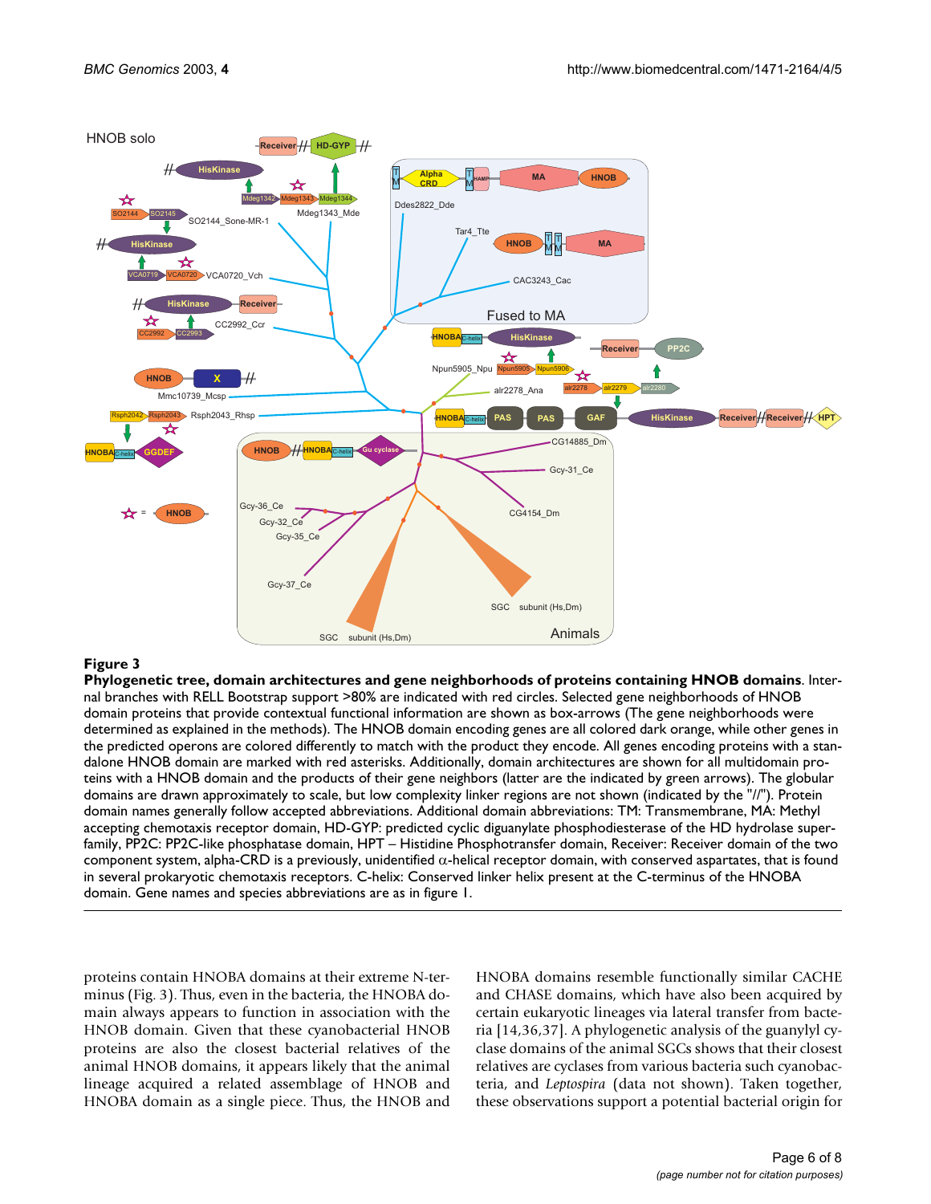**Figure 3**

**Phylogenetic tree, domain architectures and gene neighborhoods of proteins containing HNOB domains**. Internal branches with RELL Bootstrap support >80% are indicated with red circles. Selected gene neighborhoods of HNOB domain proteins that provide contextual functional information are shown as box-arrows (The gene neighborhoods were determined as explained in the methods). The HNOB domain encoding genes are all colored dark orange, while other genes in the predicted operons are colored differently to match with the product they encode. All genes encoding proteins with a standalone HNOB domain are marked with red asterisks. Additionally, domain architectures are shown for all multidomain proteins with a HNOB domain and the products of their gene neighbors (latter are the indicated by green arrows). The globular domains are drawn approximately to scale, but low complexity linker regions are not shown (indicated by the "//"). Protein domain names generally follow accepted abbreviations. Additional domain abbreviations: TM: Transmembrane, MA: Methyl accepting chemotaxis receptor domain, HD-GYP: predicted cyclic diguanylate phosphodiesterase of the HD hydrolase superfamily, PP2C: PP2C-like phosphatase domain, HPT – Histidine Phosphotransfer domain, Receiver: Receiver domain of the two component system, alpha-CRD is a previously, unidentified $\alpha$-helical receptor domain, with conserved aspartates, that is found in several prokaryotic chemotaxis receptors. C-helix: Conserved linker helix present at the C-terminus of the HNOBA domain. Gene names and species abbreviations are as in figure 1.

proteins contain HNOBA domains at their extreme N-terminus (Fig. 3). Thus, even in the bacteria, the HNOBA domain always appears to function in association with the HNOB domain. Given that these cyanobacterial HNOB proteins are also the closest bacterial relatives of the animal HNOB domains, it appears likely that the animal lineage acquired a related assemblage of HNOB and HNOBA domain as a single piece. Thus, the HNOB and HNOBA domains resemble functionally similar CACHE and CHASE domains, which have also been acquired by certain eukaryotic lineages via lateral transfer from bacteria [14,36,37]. A phylogenetic analysis of the guanylyl cyclase domains of the animal SGCs shows that their closest relatives are cyclases from various bacteria such cyanobacteria, and *Leptospira* (data not shown). Taken together, these observations support a potential bacterial origin for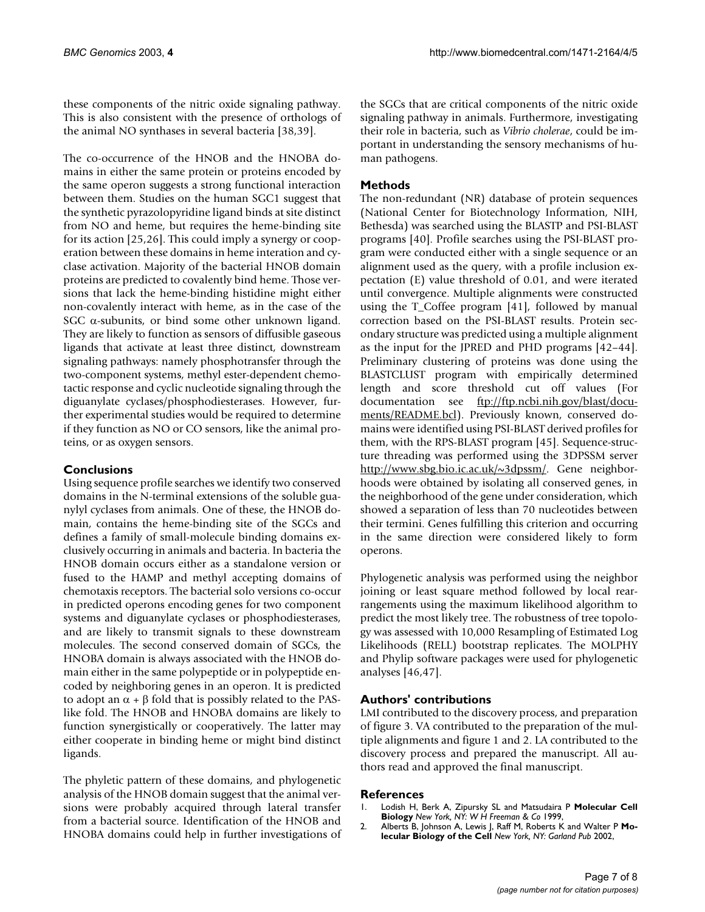these components of the nitric oxide signaling pathway. This is also consistent with the presence of orthologs of the animal NO synthases in several bacteria [38,39].

The co-occurrence of the HNOB and the HNOBA domains in either the same protein or proteins encoded by the same operon suggests a strong functional interaction between them. Studies on the human SGC1 suggest that the synthetic pyrazolopyridine ligand binds at site distinct from NO and heme, but requires the heme-binding site for its action [25,26]. This could imply a synergy or cooperation between these domains in heme interation and cyclase activation. Majority of the bacterial HNOB domain proteins are predicted to covalently bind heme. Those versions that lack the heme-binding histidine might either non-covalently interact with heme, as in the case of the SGC $\alpha$-subunits, or bind some other unknown ligand. They are likely to function as sensors of diffusible gaseous ligands that activate at least three distinct, downstream signaling pathways: namely phosphotransfer through the two-component systems, methyl ester-dependent chemotactic response and cyclic nucleotide signaling through the diguanylate cyclases/phosphodiesterases. However, further experimental studies would be required to determine if they function as NO or CO sensors, like the animal proteins, or as oxygen sensors.

## Conclusions

Using sequence profile searches we identify two conserved domains in the N-terminal extensions of the soluble guanylyl cyclases from animals. One of these, the HNOB domain, contains the heme-binding site of the SGCs and defines a family of small-molecule binding domains exclusively occurring in animals and bacteria. In bacteria the HNOB domain occurs either as a standalone version or fused to the HAMP and methyl accepting domains of chemotaxis receptors. The bacterial solo versions co-occur in predicted operons encoding genes for two component systems and diguanylate cyclases or phosphodiesterases, and are likely to transmit signals to these downstream molecules. The second conserved domain of SGCs, the HNOBA domain is always associated with the HNOB domain either in the same polypeptide or in polypeptide encoded by neighboring genes in an operon. It is predicted to adopt an $\alpha + \beta$ fold that is possibly related to the PAS-like fold. The HNOB and HNOBA domains are likely to function synergistically or cooperatively. The latter may either cooperate in binding heme or might bind distinct ligands.

The phyletic pattern of these domains, and phylogenetic analysis of the HNOB domain suggest that the animal versions were probably acquired through lateral transfer from a bacterial source. Identification of the HNOB and HNOBA domains could help in further investigations of the SGCs that are critical components of the nitric oxide signaling pathway in animals. Furthermore, investigating their role in bacteria, such as *Vibrio cholerae*, could be important in understanding the sensory mechanisms of human pathogens.

## Methods

The non-redundant (NR) database of protein sequences (National Center for Biotechnology Information, NIH, Bethesda) was searched using the BLASTP and PSI-BLAST programs [40]. Profile searches using the PSI-BLAST program were conducted either with a single sequence or an alignment used as the query, with a profile inclusion expectation (E) value threshold of 0.01, and were iterated until convergence. Multiple alignments were constructed using the T_Coffee program [41], followed by manual correction based on the PSI-BLAST results. Protein secondary structure was predicted using a multiple alignment as the input for the JPRED and PHD programs [42–44]. Preliminary clustering of proteins was done using the BLASTCLUST program with empirically determined length and score threshold cut off values (For documentation see ftp://ftp.ncbi.nih.gov/blast/documents/README.bcl). Previously known, conserved domains were identified using PSI-BLAST derived profiles for them, with the RPS-BLAST program [45]. Sequence-structure threading was performed using the 3DPSSM server http://www.sbg.bio.ic.ac.uk/~3dpssm/. Gene neighborhoods were obtained by isolating all conserved genes, in the neighborhood of the gene under consideration, which showed a separation of less than 70 nucleotides between their termini. Genes fulfilling this criterion and occurring in the same direction were considered likely to form operons.

Phylogenetic analysis was performed using the neighbor joining or least square method followed by local rearrangements using the maximum likelihood algorithm to predict the most likely tree. The robustness of tree topology was assessed with 10,000 Resampling of Estimated Log Likelihoods (RELL) bootstrap replicates. The MOLPHY and Phylip software packages were used for phylogenetic analyses [46,47].

## Authors' contributions

LMI contributed to the discovery process, and preparation of figure 3. VA contributed to the preparation of the multiple alignments and figure 1 and 2. LA contributed to the discovery process and prepared the manuscript. All authors read and approved the final manuscript.

## References

1. Lodish H, Berk A, Zipursky SL and Matsudaira P **Molecular Cell Biology** *New York, NY: W H Freeman & Co* 1999,
2. Alberts B, Johnson A, Lewis J, Raff M, Roberts K and Walter P **Molecular Biology of the Cell** *New York, NY: Garland Pub* 2002,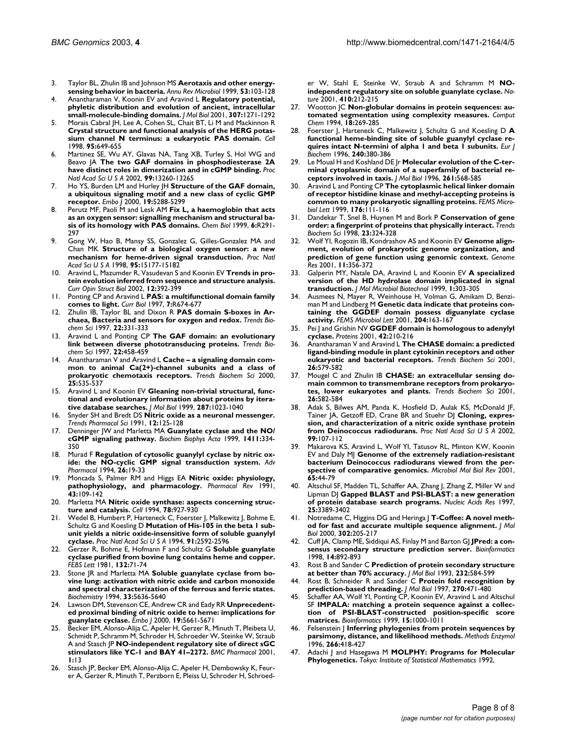3. Taylor BL, Zhulin IB and Johnson MS **Aerotaxis and other energy-sensing behavior in bacteria.** *Annu Rev Microbiol* 1999, **53:**103-128
4. Anantharaman V, Koonin EV and Aravind L **Regulatory potential, phyletic distribution and evolution of ancient, intracellular small-molecule-binding domains.** *J Mol Biol* 2001, **307:**1271-1292
5. Morais Cabral JH, Lee A, Cohen SL, Chait BT, Li M and Mackinnon R **Crystal structure and functional analysis of the HERG potassium channel N terminus: a eukaryotic PAS domain.** *Cell* 1998, **95:**649-655
6. Martinez SE, Wu AY, Glavas NA, Tang XB, Turley S, Hol WG and Beavo JA **The two GAF domains in phosphodiesterase 2A have distinct roles in dimerization and in cGMP binding.** *Proc Natl Acad Sci U S A* 2002, **99:**13260-13265
7. Ho YS, Burden LM and Hurley JH **Structure of the GAF domain, a ubiquitous signaling motif and a new class of cyclic GMP receptor.** *Embo J* 2000, **19:**5288-5299
8. Perutz MF, Paoli M and Lesk AM **Fix L, a haemoglobin that acts as an oxygen sensor: signalling mechanism and structural basis of its homology with PAS domains.** *Chem Biol* 1999, **6:**R291-297
9. Gong W, Hao B, Mansy SS, Gonzalez G, Gilles-Gonzalez MA and Chan MK **Structure of a biological oxygen sensor: a new mechanism for heme-driven signal transduction.** *Proc Natl Acad Sci U S A* 1998, **95:**15177-15182
10. Aravind L, Mazumder R, Vasudevan S and Koonin EV **Trends in protein evolution inferred from sequence and structure analysis.** *Curr Opin Struct Biol* 2002, **12:**392-399
11. Ponting CP and Aravind L **PAS: a multifunctional domain family comes to light.** *Curr Biol* 1997, **7:**R674-677
12. Zhulin IB, Taylor BL and Dixon R **PAS domain S-boxes in Archaea, Bacteria and sensors for oxygen and redox.** *Trends Biochem Sci* 1997, **22:**331-333
13. Aravind L and Ponting CP **The GAF domain: an evolutionary link between diverse phototransducing proteins.** *Trends Biochem Sci* 1997, **22:**458-459
14. Anantharaman V and Aravind L **Cache – a signaling domain common to animal Ca(2+)-channel subunits and a class of prokaryotic chemotaxis receptors.** *Trends Biochem Sci* 2000, **25:**535-537
15. Aravind L and Koonin EV **Gleaning non-trivial structural, functional and evolutionary information about proteins by iterative database searches.** *J Mol Biol* 1999, **287:**1023-1040
16. Snyder SH and Bredt DS **Nitric oxide as a neuronal messenger.** *Trends Pharmacol Sci* 1991, **12:**125-128
17. Denninger JW and Marletta MA **Guanylate cyclase and the NO/cGMP signaling pathway.** *Biochim Biophys Acta* 1999, **1411:**334-350
18. Murad F **Regulation of cytosolic guanylyl cyclase by nitric oxide: the NO-cyclic GMP signal transduction system.** *Adv Pharmacol* 1994, **26:**19-33
19. Moncada S, Palmer RM and Higgs EA **Nitric oxide: physiology, pathophysiology, and pharmacology.** *Pharmacol Rev* 1991, **43:**109-142
20. Marletta MA **Nitric oxide synthase: aspects concerning structure and catalysis.** *Cell* 1994, **78:**927-930
21. Wedel B, Humbert P, Harteneck C, Foerster J, Malkewitz J, Bohme E, Schultz G and Koesling D **Mutation of His-105 in the beta 1 subunit yields a nitric oxide-insensitive form of soluble guanylyl cyclase.** *Proc Natl Acad Sci U S A* 1994, **91:**2592-2596
22. Gerzer R, Bohme E, Hofmann F and Schultz G **Soluble guanylate cyclase purified from bovine lung contains heme and copper.** *FEBS Lett* 1981, **132:**71-74
23. Stone JR and Marletta MA **Soluble guanylate cyclase from bovine lung: activation with nitric oxide and carbon monoxide and spectral characterization of the ferrous and ferric states.** *Biochemistry* 1994, **33:**5636-5640
24. Lawson DM, Stevenson CE, Andrew CR and Eady RR **Unprecedented proximal binding of nitric oxide to heme: implications for guanylate cyclase.** *Embo J* 2000, **19:**5661-5671
25. Becker EM, Alonso-Alija C, Apeler H, Gerzer R, Minuth T, Pleibeta U, Schmidt P, Schramm M, Schroder H, Schroeder W, Steinke W, Straub A and Stasch JP **NO-independent regulatory site of direct sGC stimulators like YC-1 and BAY 41–2272.** *BMC Pharmacol* 2001, **1:**13
26. Stasch JP, Becker EM, Alonso-Alija C, Apeler H, Dembowsky K, Feurer A, Gerzer R, Minuth T, Perzborn E, Pleiss U, Schroder H, Schroeder W, Stahl E, Steinke W, Straub A and Schramm M **NO-independent regulatory site on soluble guanylate cyclase.** *Nature* 2001, **410:**212-215
27. Wootton JC **Non-globular domains in protein sequences: automated segmentation using complexity measures.** *Comput Chem* 1994, **18:**269-285
28. Foerster J, Harteneck C, Malkewitz J, Schultz G and Koesling D **A functional heme-binding site of soluble guanylyl cyclase requires intact N-termini of alpha 1 and beta 1 subunits.** *Eur J Biochem* 1996, **240:**380-386
29. Le Moual H and Koshland DE Jr **Molecular evolution of the C-terminal cytoplasmic domain of a superfamily of bacterial receptors involved in taxis.** *J Mol Biol* 1996, **261:**568-585
30. Aravind L and Ponting CP **The cytoplasmic helical linker domain of receptor histidine kinase and methyl-accepting proteins is common to many prokaryotic signalling proteins.** *FEMS Microbiol Lett* 1999, **176:**111-116
31. Dandekar T, Snel B, Huynen M and Bork P **Conservation of gene order: a fingerprint of proteins that physically interact.** *Trends Biochem Sci* 1998, **23:**324-328
32. Wolf YI, Rogozin IB, Kondrashov AS and Koonin EV **Genome alignment, evolution of prokaryotic genome organization, and prediction of gene function using genomic context.** *Genome Res* 2001, **11:**356-372
33. Galperin MY, Natale DA, Aravind L and Koonin EV **A specialized version of the HD hydrolase domain implicated in signal transduction.** *J Mol Microbiol Biotechnol* 1999, **1:**303-305
34. Ausmees N, Mayer R, Weinhouse H, Volman G, Amikam D, Benziman M and Lindberg M **Genetic data indicate that proteins containing the GGDEF domain possess diguanylate cyclase activity.** *FEMS Microbiol Lett* 2001, **204:**163-167
35. Pei J and Grishin NV **GGDEF domain is homologous to adenylyl cyclase.** *Proteins* 2001, **42:**210-216
36. Anantharaman V and Aravind L **The CHASE domain: a predicted ligand-binding module in plant cytokinin receptors and other eukaryotic and bacterial receptors.** *Trends Biochem Sci* 2001, **26:**579-582
37. Mougel C and Zhulin IB **CHASE: an extracellular sensing domain common to transmembrane receptors from prokaryotes, lower eukaryotes and plants.** *Trends Biochem Sci* 2001, **26:**582-584
38. Adak S, Bilwes AM, Panda K, Hosfield D, Aulak KS, McDonald JF, Tainer JA, Getzoff ED, Crane BR and Stuehr DJ **Cloning, expression, and characterization of a nitric oxide synthase protein from Deinococcus radiodurans.** *Proc Natl Acad Sci U S A* 2002, **99:**107-112
39. Makarova KS, Aravind L, Wolf YI, Tatusov RL, Minton KW, Koonin EV and Daly MJ **Genome of the extremely radiation-resistant bacterium Deinococcus radiodurans viewed from the perspective of comparative genomics.** *Microbiol Mol Biol Rev* 2001, **65:**44-79
40. Altschul SF, Madden TL, Schaffer AA, Zhang J, Zhang Z, Miller W and Lipman DJ **Gapped BLAST and PSI-BLAST: a new generation of protein database search programs.** *Nucleic Acids Res* 1997, **25:**3389-3402
41. Notredame C, Higgins DG and Heringa J **T-Coffee: A novel method for fast and accurate multiple sequence alignment.** *J Mol Biol* 2000, **302:**205-217
42. Cuff JA, Clamp ME, Siddiqui AS, Finlay M and Barton GJ **JPred: a consensus secondary structure prediction server.** *Bioinformatics* 1998, **14:**892-893
43. Rost B and Sander C **Prediction of protein secondary structure at better than 70% accuracy.** *J Mol Biol* 1993, **232:**584-599
44. Rost B, Schneider R and Sander C **Protein fold recognition by prediction-based threading.** *J Mol Biol* 1997, **270:**471-480
45. Schaffer AA, Wolf YI, Ponting CP, Koonin EV, Aravind L and Altschul SF **IMPALA: matching a protein sequence against a collection of PSI-BLAST-constructed position-specific score matrices.** *Bioinformatics* 1999, **15:**1000-1011
46. Felsenstein J **Inferring phylogenies from protein sequences by parsimony, distance, and likelihood methods.** *Methods Enzymol* 1996, **266:**418-427
47. Adachi J and Hasegawa M **MOLPHY: Programs for Molecular Phylogenetics.** *Tokyo: Institute of Statistical Mathematics* 1992,